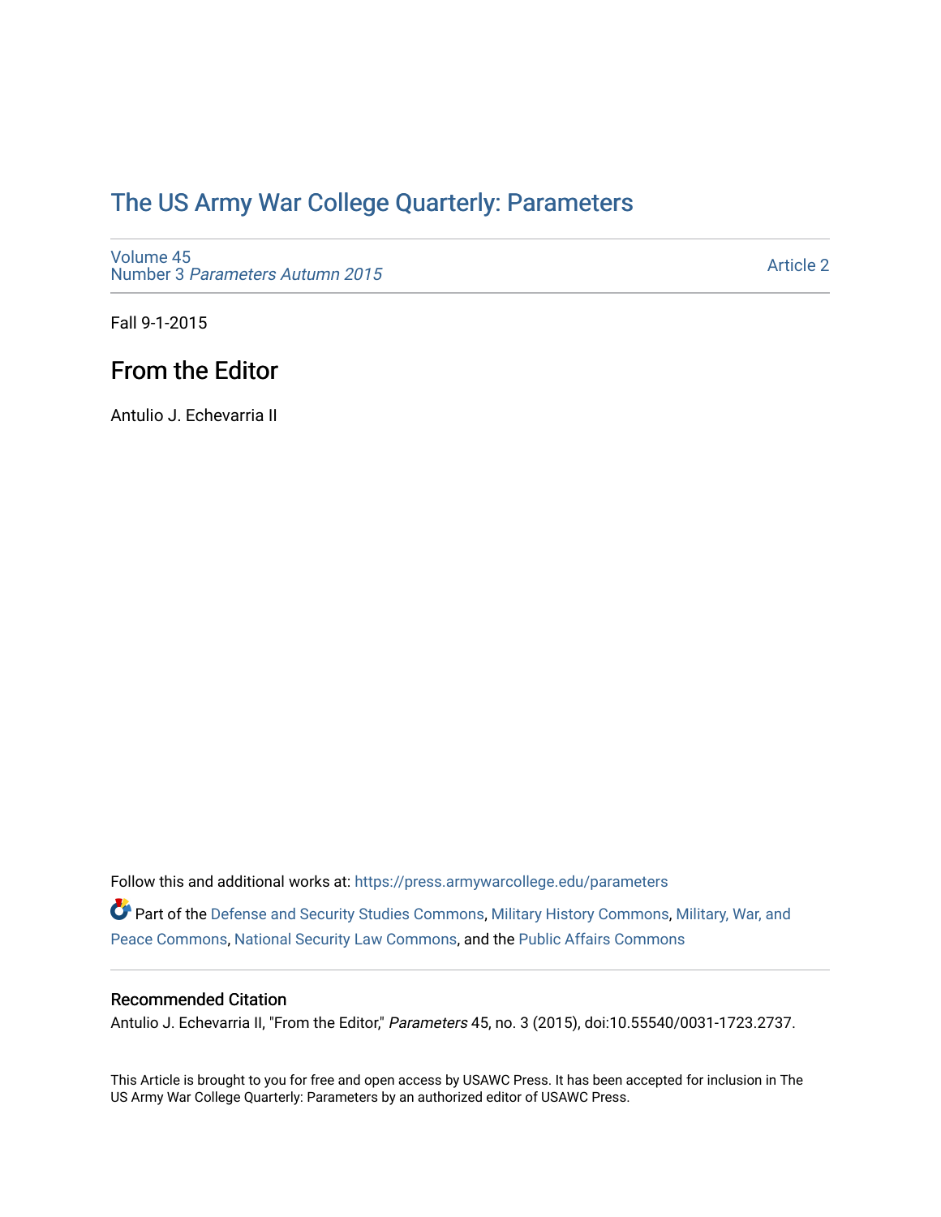# The US Army War College Quarterly: Parameters

Volume 45
Number 3 *Parameters Autumn 2015*

Article 2

Fall 9-1-2015

## From the Editor

Antulio J. Echevarria II

Follow this and additional works at: https://press.armywarcollege.edu/parameters

Part of the Defense and Security Studies Commons, Military History Commons, Military, War, and Peace Commons, National Security Law Commons, and the Public Affairs Commons

### Recommended Citation

Antulio J. Echevarria II, "From the Editor," *Parameters* 45, no. 3 (2015), doi:10.55540/0031-1723.2737.

This Article is brought to you for free and open access by USAWC Press. It has been accepted for inclusion in The US Army War College Quarterly: Parameters by an authorized editor of USAWC Press.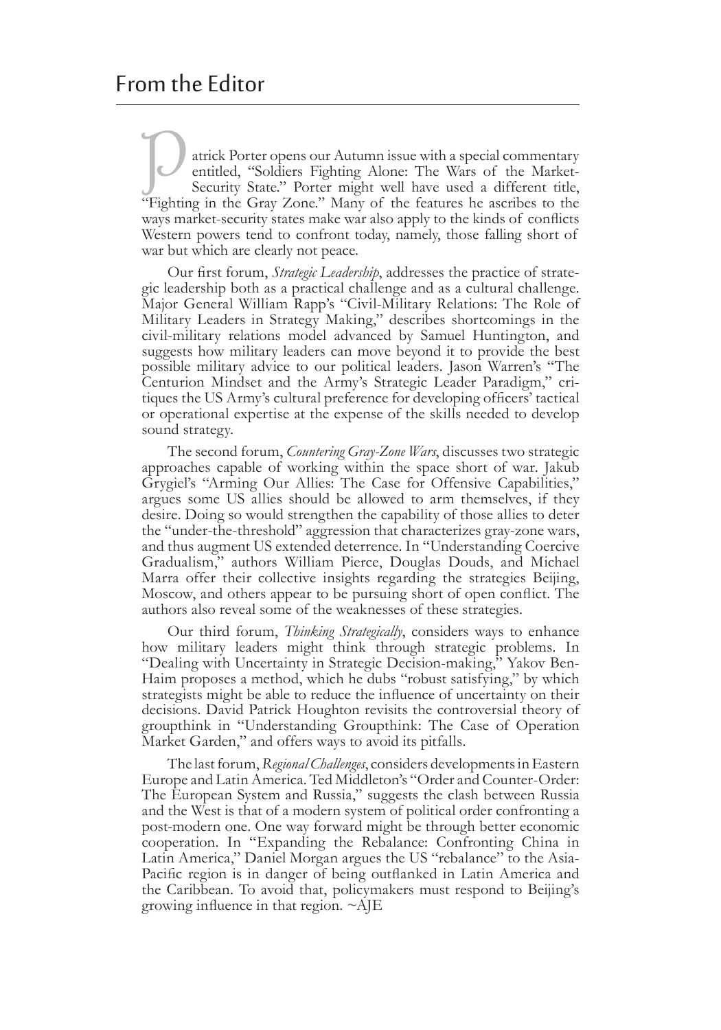# From the Editor

Patrick Porter opens our Autumn issue with a special commentary entitled, "Soldiers Fighting Alone: The Wars of the Market-Security State." Porter might well have used a different title, "Fighting in the Gray Zone." Many of the features he ascribes to the ways market-security states make war also apply to the kinds of conflicts Western powers tend to confront today, namely, those falling short of war but which are clearly not peace.

Our first forum, *Strategic Leadership*, addresses the practice of strategic leadership both as a practical challenge and as a cultural challenge. Major General William Rapp's "Civil-Military Relations: The Role of Military Leaders in Strategy Making," describes shortcomings in the civil-military relations model advanced by Samuel Huntington, and suggests how military leaders can move beyond it to provide the best possible military advice to our political leaders. Jason Warren's "The Centurion Mindset and the Army's Strategic Leader Paradigm," critiques the US Army's cultural preference for developing officers' tactical or operational expertise at the expense of the skills needed to develop sound strategy.

The second forum, *Countering Gray-Zone Wars*, discusses two strategic approaches capable of working within the space short of war. Jakub Grygiel's "Arming Our Allies: The Case for Offensive Capabilities," argues some US allies should be allowed to arm themselves, if they desire. Doing so would strengthen the capability of those allies to deter the "under-the-threshold" aggression that characterizes gray-zone wars, and thus augment US extended deterrence. In "Understanding Coercive Gradualism," authors William Pierce, Douglas Douds, and Michael Marra offer their collective insights regarding the strategies Beijing, Moscow, and others appear to be pursuing short of open conflict. The authors also reveal some of the weaknesses of these strategies.

Our third forum, *Thinking Strategically*, considers ways to enhance how military leaders might think through strategic problems. In "Dealing with Uncertainty in Strategic Decision-making," Yakov Ben-Haim proposes a method, which he dubs "robust satisfying," by which strategists might be able to reduce the influence of uncertainty on their decisions. David Patrick Houghton revisits the controversial theory of groupthink in "Understanding Groupthink: The Case of Operation Market Garden," and offers ways to avoid its pitfalls.

The last forum, *Regional Challenges*, considers developments in Eastern Europe and Latin America. Ted Middleton's "Order and Counter-Order: The European System and Russia," suggests the clash between Russia and the West is that of a modern system of political order confronting a post-modern one. One way forward might be through better economic cooperation. In "Expanding the Rebalance: Confronting China in Latin America," Daniel Morgan argues the US "rebalance" to the Asia-Pacific region is in danger of being outflanked in Latin America and the Caribbean. To avoid that, policymakers must respond to Beijing's growing influence in that region. ~AJE